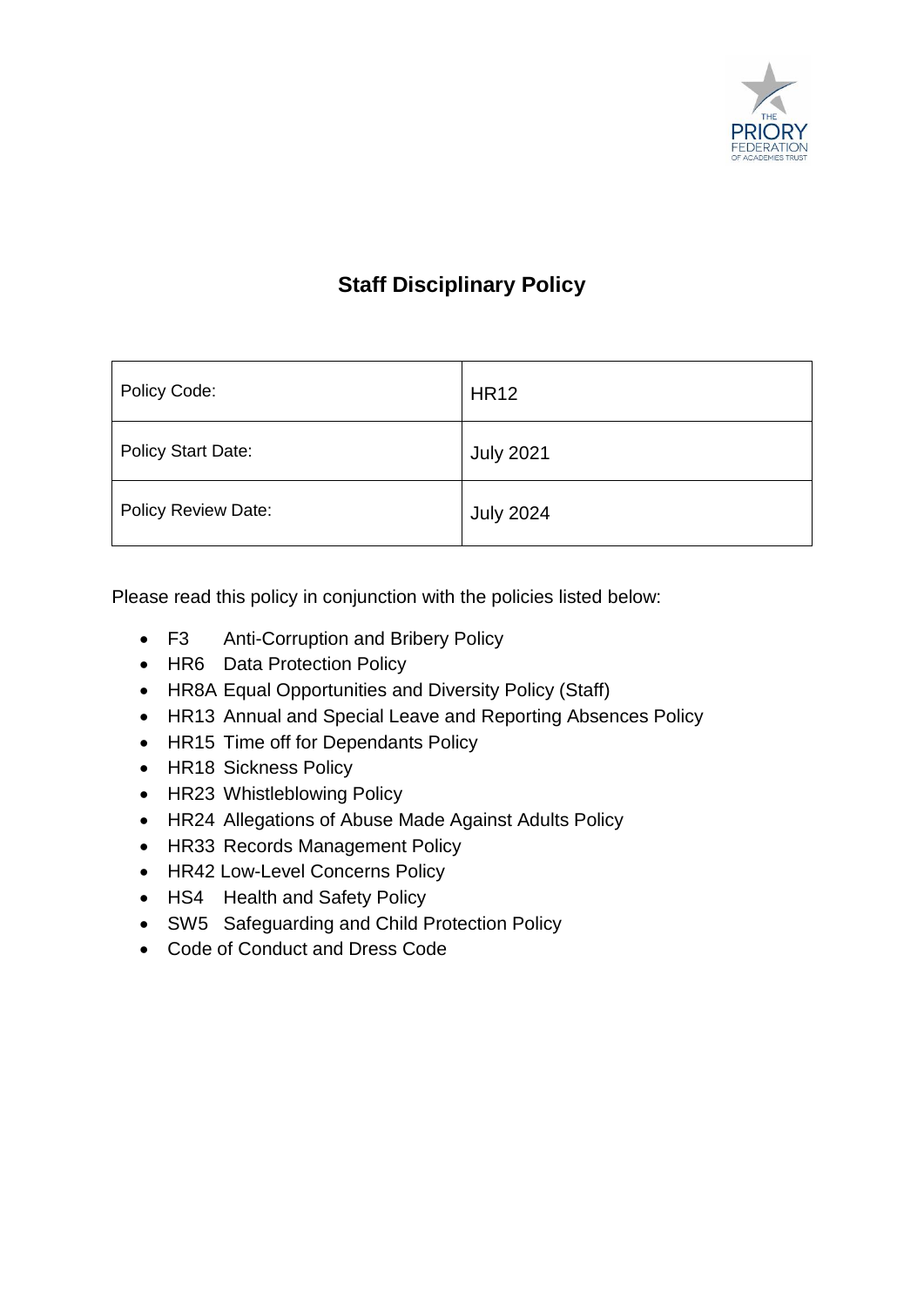# Staff Disciplinary Policy

| Policy Code: | HR12 |
|---|---|
| Policy Start Date: | July 2021 |
| Policy Review Date: | July 2024 |

Please read this policy in conjunction with the policies listed below:

- F3 Anti-Corruption and Bribery Policy
- HR6 Data Protection Policy
- HR8A Equal Opportunities and Diversity Policy (Staff)
- HR13 Annual and Special Leave and Reporting Absences Policy
- HR15 Time off for Dependants Policy
- HR18 Sickness Policy
- HR23 Whistleblowing Policy
- HR24 Allegations of Abuse Made Against Adults Policy
- HR33 Records Management Policy
- HR42 Low-Level Concerns Policy
- HS4 Health and Safety Policy
- SW5 Safeguarding and Child Protection Policy
- Code of Conduct and Dress Code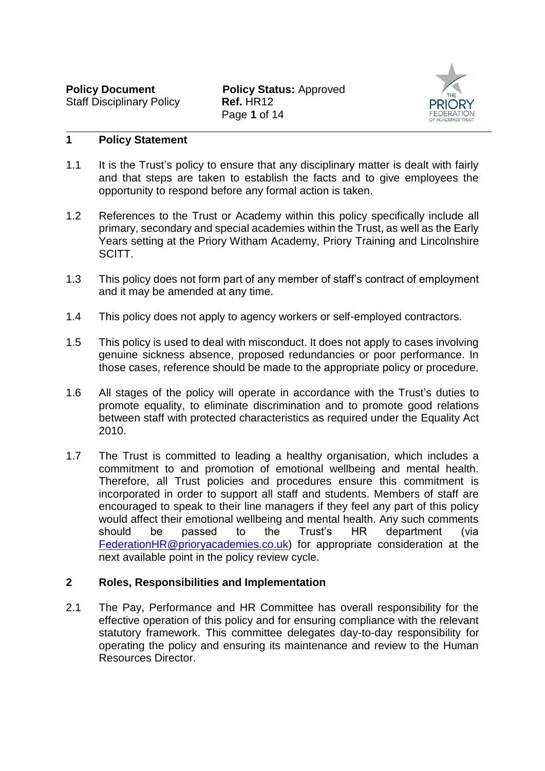## 1 Policy Statement

1.1 It is the Trust's policy to ensure that any disciplinary matter is dealt with fairly and that steps are taken to establish the facts and to give employees the opportunity to respond before any formal action is taken.

1.2 References to the Trust or Academy within this policy specifically include all primary, secondary and special academies within the Trust, as well as the Early Years setting at the Priory Witham Academy, Priory Training and Lincolnshire SCITT.

1.3 This policy does not form part of any member of staff's contract of employment and it may be amended at any time.

1.4 This policy does not apply to agency workers or self-employed contractors.

1.5 This policy is used to deal with misconduct. It does not apply to cases involving genuine sickness absence, proposed redundancies or poor performance. In those cases, reference should be made to the appropriate policy or procedure.

1.6 All stages of the policy will operate in accordance with the Trust's duties to promote equality, to eliminate discrimination and to promote good relations between staff with protected characteristics as required under the Equality Act 2010.

1.7 The Trust is committed to leading a healthy organisation, which includes a commitment to and promotion of emotional wellbeing and mental health. Therefore, all Trust policies and procedures ensure this commitment is incorporated in order to support all staff and students. Members of staff are encouraged to speak to their line managers if they feel any part of this policy would affect their emotional wellbeing and mental health. Any such comments should be passed to the Trust's HR department (via FederationHR@prioryacademies.co.uk) for appropriate consideration at the next available point in the policy review cycle.

## 2 Roles, Responsibilities and Implementation

2.1 The Pay, Performance and HR Committee has overall responsibility for the effective operation of this policy and for ensuring compliance with the relevant statutory framework. This committee delegates day-to-day responsibility for operating the policy and ensuring its maintenance and review to the Human Resources Director.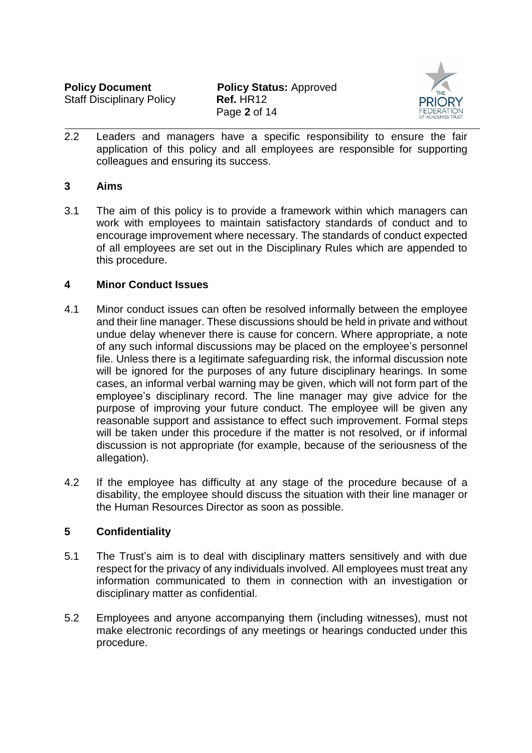2.2 Leaders and managers have a specific responsibility to ensure the fair application of this policy and all employees are responsible for supporting colleagues and ensuring its success.

## 3 Aims

3.1 The aim of this policy is to provide a framework within which managers can work with employees to maintain satisfactory standards of conduct and to encourage improvement where necessary. The standards of conduct expected of all employees are set out in the Disciplinary Rules which are appended to this procedure.

## 4 Minor Conduct Issues

4.1 Minor conduct issues can often be resolved informally between the employee and their line manager. These discussions should be held in private and without undue delay whenever there is cause for concern. Where appropriate, a note of any such informal discussions may be placed on the employee's personnel file. Unless there is a legitimate safeguarding risk, the informal discussion note will be ignored for the purposes of any future disciplinary hearings. In some cases, an informal verbal warning may be given, which will not form part of the employee's disciplinary record. The line manager may give advice for the purpose of improving your future conduct. The employee will be given any reasonable support and assistance to effect such improvement. Formal steps will be taken under this procedure if the matter is not resolved, or if informal discussion is not appropriate (for example, because of the seriousness of the allegation).

4.2 If the employee has difficulty at any stage of the procedure because of a disability, the employee should discuss the situation with their line manager or the Human Resources Director as soon as possible.

## 5 Confidentiality

5.1 The Trust's aim is to deal with disciplinary matters sensitively and with due respect for the privacy of any individuals involved. All employees must treat any information communicated to them in connection with an investigation or disciplinary matter as confidential.

5.2 Employees and anyone accompanying them (including witnesses), must not make electronic recordings of any meetings or hearings conducted under this procedure.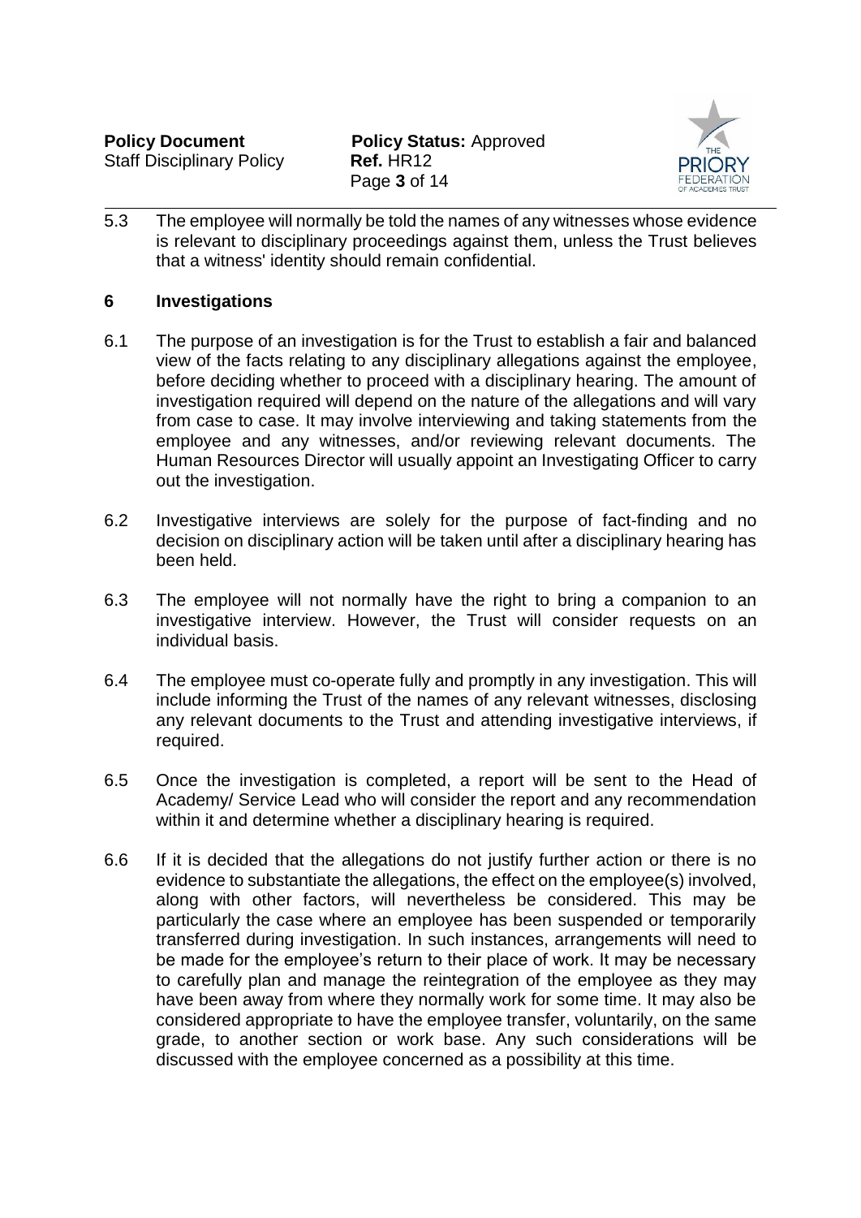5.3 The employee will normally be told the names of any witnesses whose evidence is relevant to disciplinary proceedings against them, unless the Trust believes that a witness' identity should remain confidential.

## 6 Investigations

6.1 The purpose of an investigation is for the Trust to establish a fair and balanced view of the facts relating to any disciplinary allegations against the employee, before deciding whether to proceed with a disciplinary hearing. The amount of investigation required will depend on the nature of the allegations and will vary from case to case. It may involve interviewing and taking statements from the employee and any witnesses, and/or reviewing relevant documents. The Human Resources Director will usually appoint an Investigating Officer to carry out the investigation.

6.2 Investigative interviews are solely for the purpose of fact-finding and no decision on disciplinary action will be taken until after a disciplinary hearing has been held.

6.3 The employee will not normally have the right to bring a companion to an investigative interview. However, the Trust will consider requests on an individual basis.

6.4 The employee must co-operate fully and promptly in any investigation. This will include informing the Trust of the names of any relevant witnesses, disclosing any relevant documents to the Trust and attending investigative interviews, if required.

6.5 Once the investigation is completed, a report will be sent to the Head of Academy/ Service Lead who will consider the report and any recommendation within it and determine whether a disciplinary hearing is required.

6.6 If it is decided that the allegations do not justify further action or there is no evidence to substantiate the allegations, the effect on the employee(s) involved, along with other factors, will nevertheless be considered. This may be particularly the case where an employee has been suspended or temporarily transferred during investigation. In such instances, arrangements will need to be made for the employee's return to their place of work. It may be necessary to carefully plan and manage the reintegration of the employee as they may have been away from where they normally work for some time. It may also be considered appropriate to have the employee transfer, voluntarily, on the same grade, to another section or work base. Any such considerations will be discussed with the employee concerned as a possibility at this time.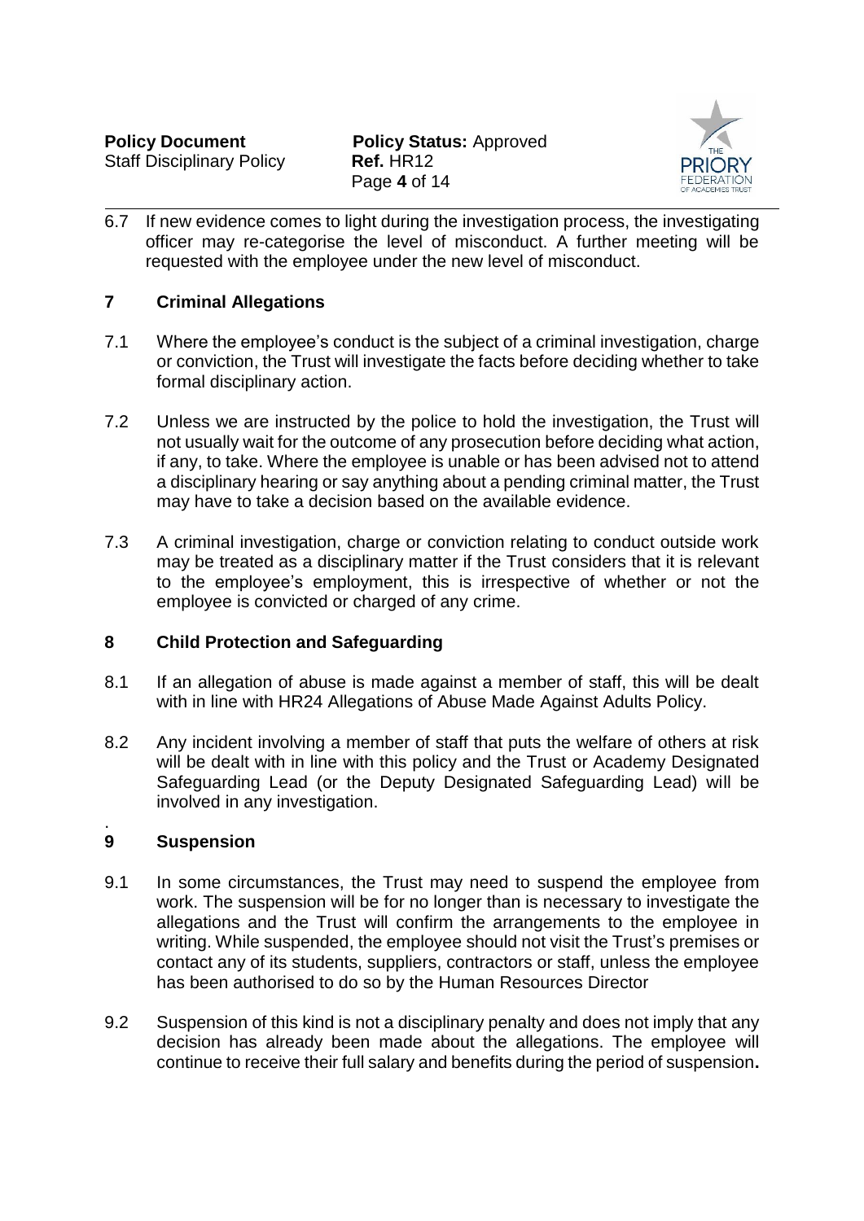6.7 If new evidence comes to light during the investigation process, the investigating officer may re-categorise the level of misconduct. A further meeting will be requested with the employee under the new level of misconduct.

## 7 Criminal Allegations

7.1 Where the employee's conduct is the subject of a criminal investigation, charge or conviction, the Trust will investigate the facts before deciding whether to take formal disciplinary action.

7.2 Unless we are instructed by the police to hold the investigation, the Trust will not usually wait for the outcome of any prosecution before deciding what action, if any, to take. Where the employee is unable or has been advised not to attend a disciplinary hearing or say anything about a pending criminal matter, the Trust may have to take a decision based on the available evidence.

7.3 A criminal investigation, charge or conviction relating to conduct outside work may be treated as a disciplinary matter if the Trust considers that it is relevant to the employee's employment, this is irrespective of whether or not the employee is convicted or charged of any crime.

## 8 Child Protection and Safeguarding

8.1 If an allegation of abuse is made against a member of staff, this will be dealt with in line with HR24 Allegations of Abuse Made Against Adults Policy.

8.2 Any incident involving a member of staff that puts the welfare of others at risk will be dealt with in line with this policy and the Trust or Academy Designated Safeguarding Lead (or the Deputy Designated Safeguarding Lead) will be involved in any investigation.

## 9 Suspension

9.1 In some circumstances, the Trust may need to suspend the employee from work. The suspension will be for no longer than is necessary to investigate the allegations and the Trust will confirm the arrangements to the employee in writing. While suspended, the employee should not visit the Trust's premises or contact any of its students, suppliers, contractors or staff, unless the employee has been authorised to do so by the Human Resources Director

9.2 Suspension of this kind is not a disciplinary penalty and does not imply that any decision has already been made about the allegations. The employee will continue to receive their full salary and benefits during the period of suspension**.**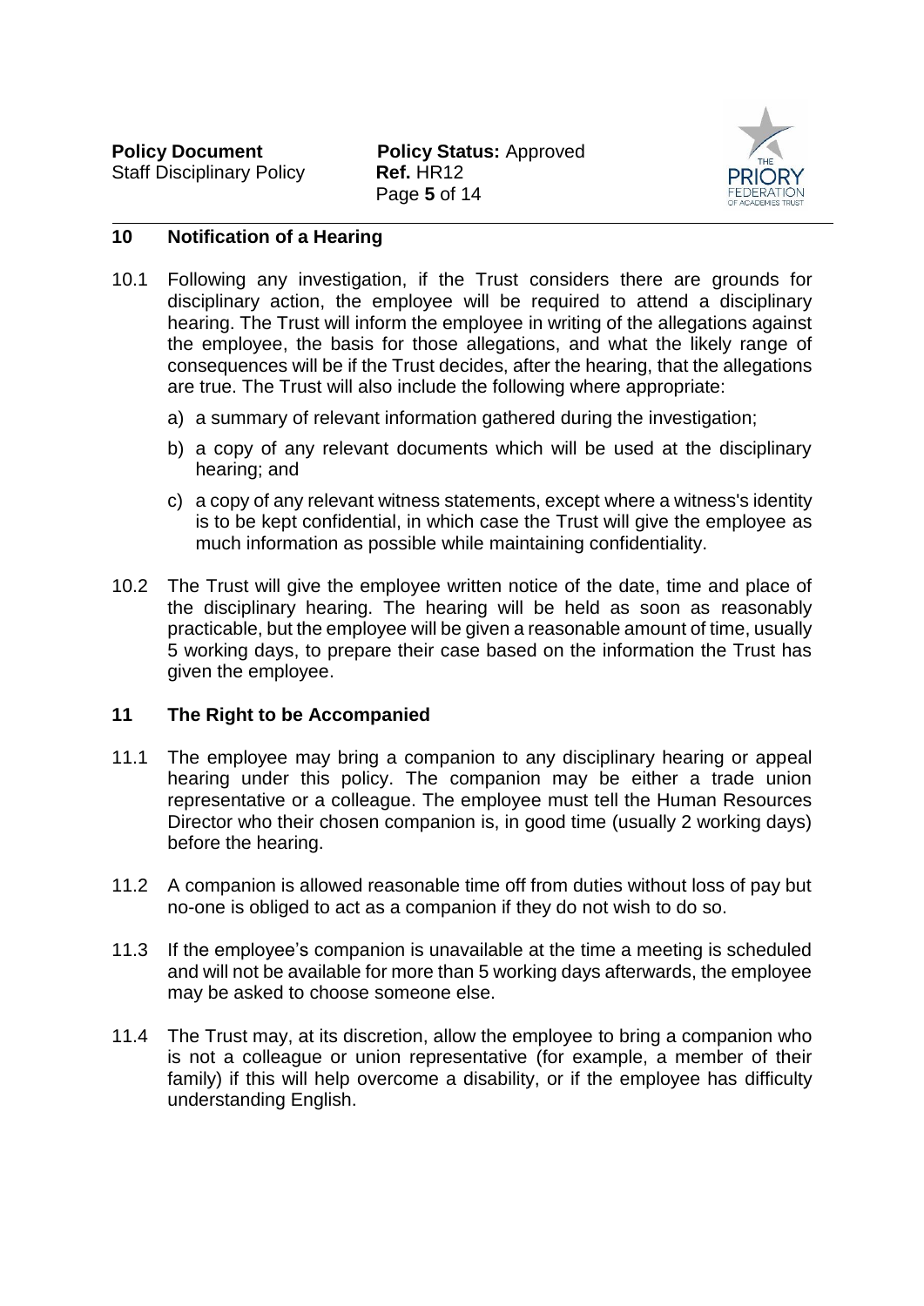## 10 Notification of a Hearing

10.1 Following any investigation, if the Trust considers there are grounds for disciplinary action, the employee will be required to attend a disciplinary hearing. The Trust will inform the employee in writing of the allegations against the employee, the basis for those allegations, and what the likely range of consequences will be if the Trust decides, after the hearing, that the allegations are true. The Trust will also include the following where appropriate:

a) a summary of relevant information gathered during the investigation;

b) a copy of any relevant documents which will be used at the disciplinary hearing; and

c) a copy of any relevant witness statements, except where a witness's identity is to be kept confidential, in which case the Trust will give the employee as much information as possible while maintaining confidentiality.

10.2 The Trust will give the employee written notice of the date, time and place of the disciplinary hearing. The hearing will be held as soon as reasonably practicable, but the employee will be given a reasonable amount of time, usually 5 working days, to prepare their case based on the information the Trust has given the employee.

## 11 The Right to be Accompanied

11.1 The employee may bring a companion to any disciplinary hearing or appeal hearing under this policy. The companion may be either a trade union representative or a colleague. The employee must tell the Human Resources Director who their chosen companion is, in good time (usually 2 working days) before the hearing.

11.2 A companion is allowed reasonable time off from duties without loss of pay but no-one is obliged to act as a companion if they do not wish to do so.

11.3 If the employee's companion is unavailable at the time a meeting is scheduled and will not be available for more than 5 working days afterwards, the employee may be asked to choose someone else.

11.4 The Trust may, at its discretion, allow the employee to bring a companion who is not a colleague or union representative (for example, a member of their family) if this will help overcome a disability, or if the employee has difficulty understanding English.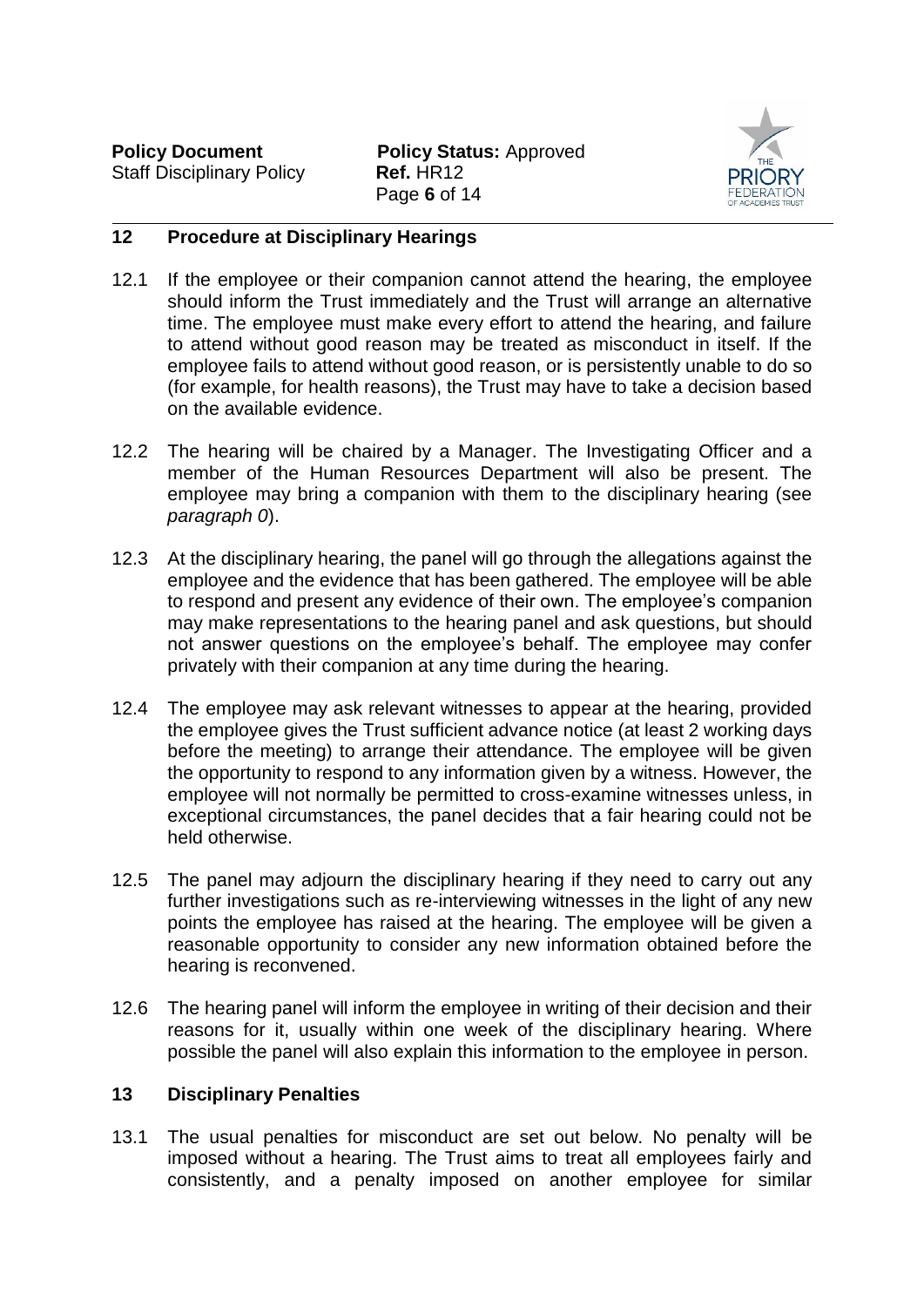## 12 Procedure at Disciplinary Hearings

12.1 If the employee or their companion cannot attend the hearing, the employee should inform the Trust immediately and the Trust will arrange an alternative time. The employee must make every effort to attend the hearing, and failure to attend without good reason may be treated as misconduct in itself. If the employee fails to attend without good reason, or is persistently unable to do so (for example, for health reasons), the Trust may have to take a decision based on the available evidence.

12.2 The hearing will be chaired by a Manager. The Investigating Officer and a member of the Human Resources Department will also be present. The employee may bring a companion with them to the disciplinary hearing (see *paragraph 0*).

12.3 At the disciplinary hearing, the panel will go through the allegations against the employee and the evidence that has been gathered. The employee will be able to respond and present any evidence of their own. The employee's companion may make representations to the hearing panel and ask questions, but should not answer questions on the employee's behalf. The employee may confer privately with their companion at any time during the hearing.

12.4 The employee may ask relevant witnesses to appear at the hearing, provided the employee gives the Trust sufficient advance notice (at least 2 working days before the meeting) to arrange their attendance. The employee will be given the opportunity to respond to any information given by a witness. However, the employee will not normally be permitted to cross-examine witnesses unless, in exceptional circumstances, the panel decides that a fair hearing could not be held otherwise.

12.5 The panel may adjourn the disciplinary hearing if they need to carry out any further investigations such as re-interviewing witnesses in the light of any new points the employee has raised at the hearing. The employee will be given a reasonable opportunity to consider any new information obtained before the hearing is reconvened.

12.6 The hearing panel will inform the employee in writing of their decision and their reasons for it, usually within one week of the disciplinary hearing. Where possible the panel will also explain this information to the employee in person.

## 13 Disciplinary Penalties

13.1 The usual penalties for misconduct are set out below. No penalty will be imposed without a hearing. The Trust aims to treat all employees fairly and consistently, and a penalty imposed on another employee for similar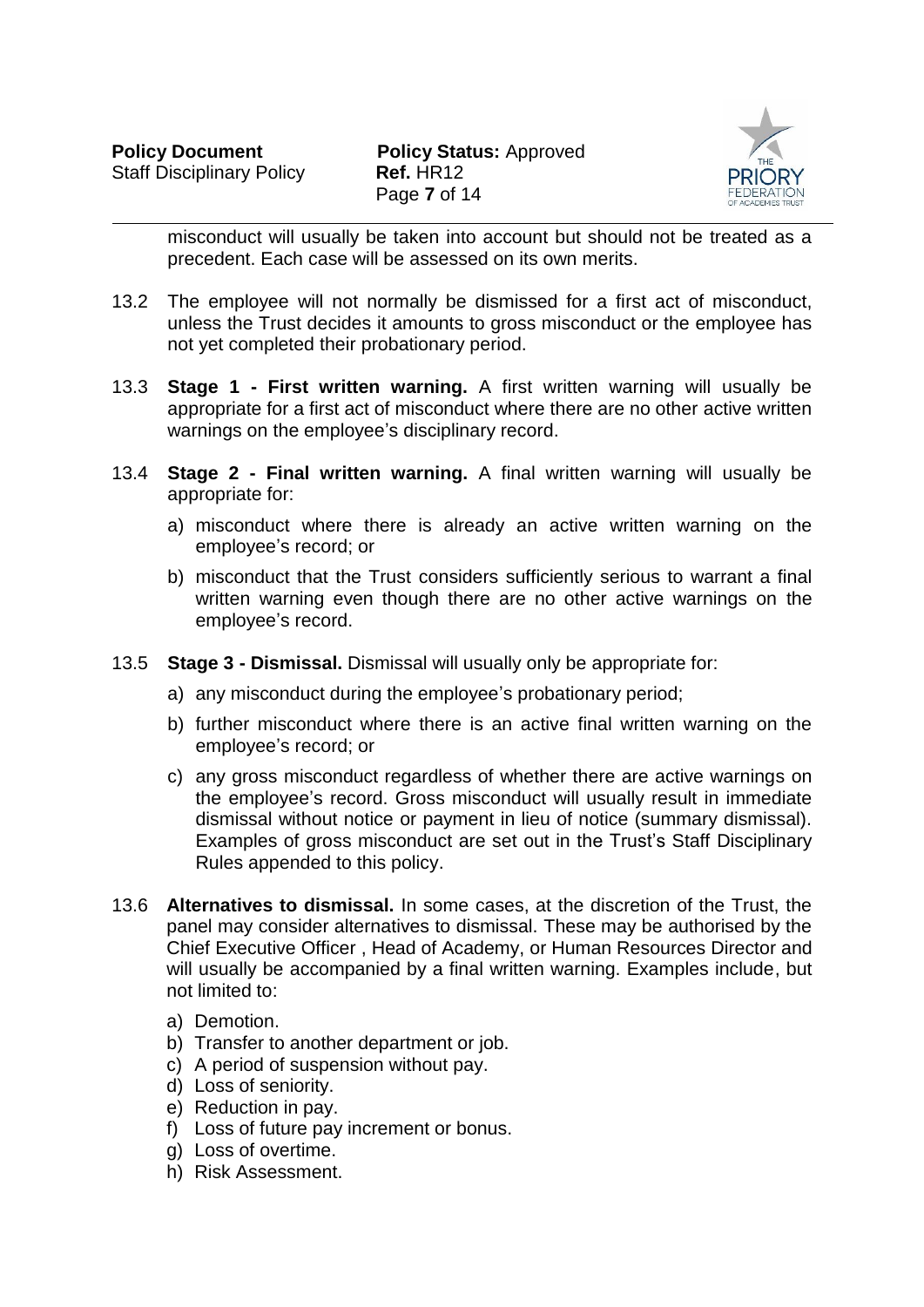misconduct will usually be taken into account but should not be treated as a precedent. Each case will be assessed on its own merits.

13.2 The employee will not normally be dismissed for a first act of misconduct, unless the Trust decides it amounts to gross misconduct or the employee has not yet completed their probationary period.

13.3 **Stage 1 - First written warning.** A first written warning will usually be appropriate for a first act of misconduct where there are no other active written warnings on the employee's disciplinary record.

13.4 **Stage 2 - Final written warning.** A final written warning will usually be appropriate for:

a) misconduct where there is already an active written warning on the employee's record; or

b) misconduct that the Trust considers sufficiently serious to warrant a final written warning even though there are no other active warnings on the employee's record.

13.5 **Stage 3 - Dismissal.** Dismissal will usually only be appropriate for:

a) any misconduct during the employee's probationary period;

b) further misconduct where there is an active final written warning on the employee's record; or

c) any gross misconduct regardless of whether there are active warnings on the employee's record. Gross misconduct will usually result in immediate dismissal without notice or payment in lieu of notice (summary dismissal). Examples of gross misconduct are set out in the Trust's Staff Disciplinary Rules appended to this policy.

13.6 **Alternatives to dismissal.** In some cases, at the discretion of the Trust, the panel may consider alternatives to dismissal. These may be authorised by the Chief Executive Officer , Head of Academy, or Human Resources Director and will usually be accompanied by a final written warning. Examples include, but not limited to:

a) Demotion.
b) Transfer to another department or job.
c) A period of suspension without pay.
d) Loss of seniority.
e) Reduction in pay.
f) Loss of future pay increment or bonus.
g) Loss of overtime.
h) Risk Assessment.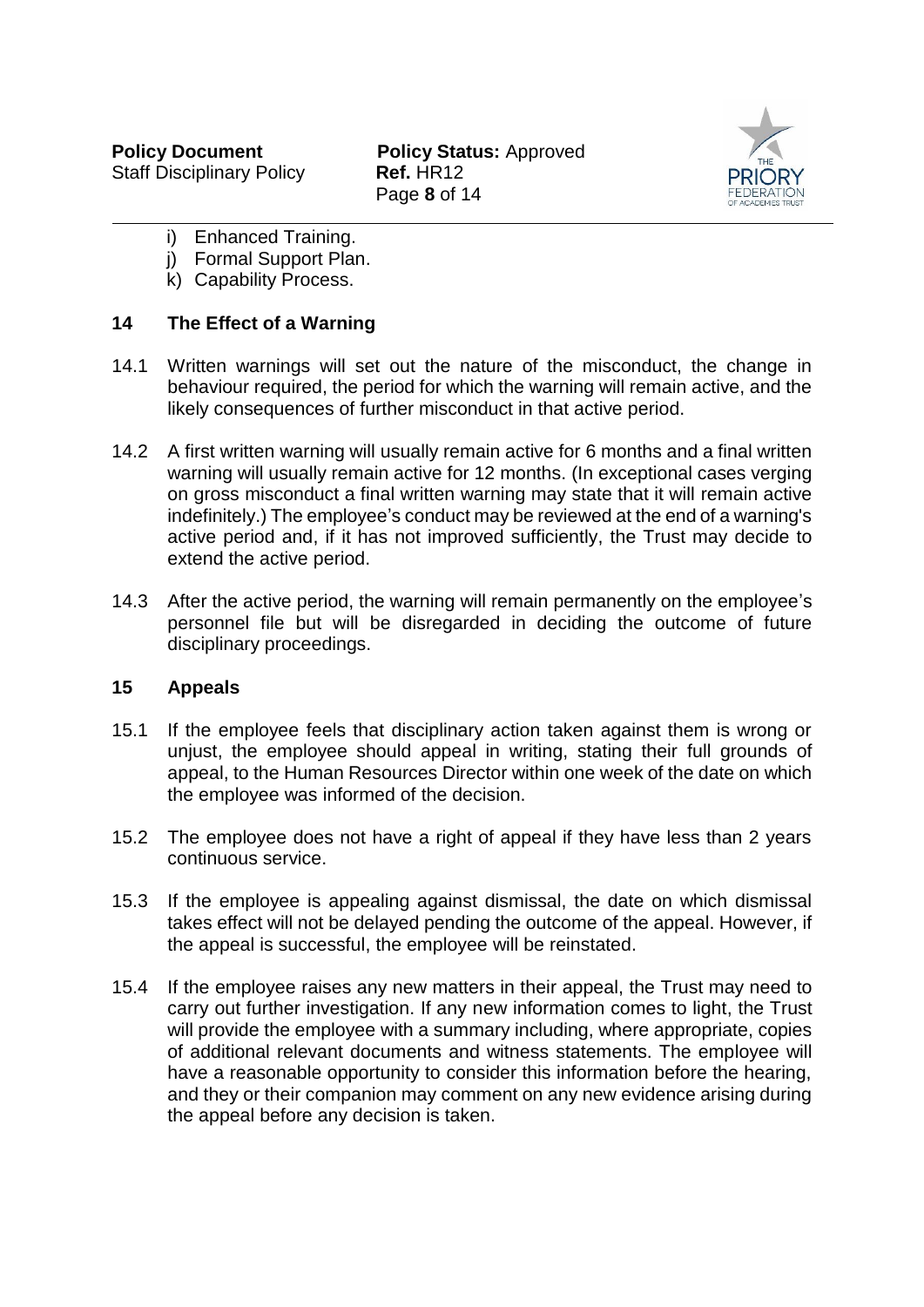i) Enhanced Training.
j) Formal Support Plan.
k) Capability Process.

## 14 The Effect of a Warning

14.1 Written warnings will set out the nature of the misconduct, the change in behaviour required, the period for which the warning will remain active, and the likely consequences of further misconduct in that active period.

14.2 A first written warning will usually remain active for 6 months and a final written warning will usually remain active for 12 months. (In exceptional cases verging on gross misconduct a final written warning may state that it will remain active indefinitely.) The employee's conduct may be reviewed at the end of a warning's active period and, if it has not improved sufficiently, the Trust may decide to extend the active period.

14.3 After the active period, the warning will remain permanently on the employee's personnel file but will be disregarded in deciding the outcome of future disciplinary proceedings.

## 15 Appeals

15.1 If the employee feels that disciplinary action taken against them is wrong or unjust, the employee should appeal in writing, stating their full grounds of appeal, to the Human Resources Director within one week of the date on which the employee was informed of the decision.

15.2 The employee does not have a right of appeal if they have less than 2 years continuous service.

15.3 If the employee is appealing against dismissal, the date on which dismissal takes effect will not be delayed pending the outcome of the appeal. However, if the appeal is successful, the employee will be reinstated.

15.4 If the employee raises any new matters in their appeal, the Trust may need to carry out further investigation. If any new information comes to light, the Trust will provide the employee with a summary including, where appropriate, copies of additional relevant documents and witness statements. The employee will have a reasonable opportunity to consider this information before the hearing, and they or their companion may comment on any new evidence arising during the appeal before any decision is taken.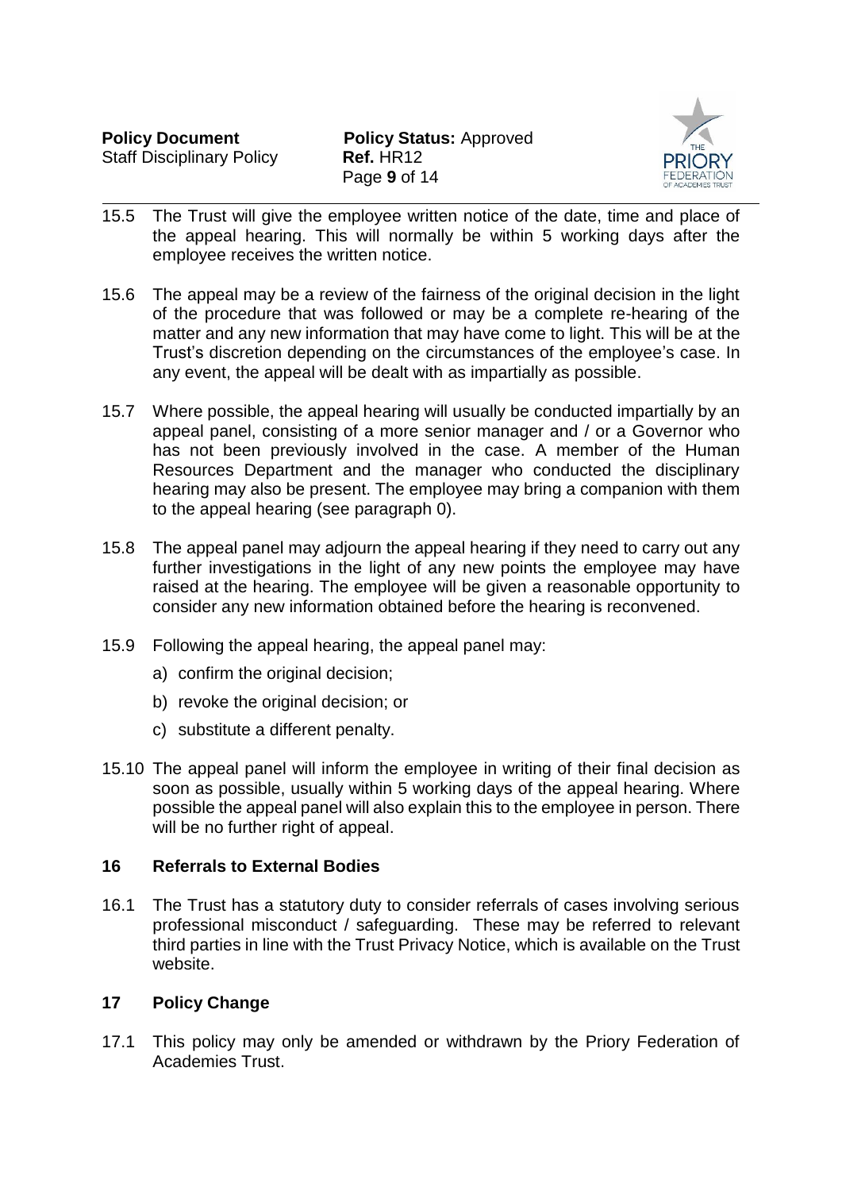15.5 The Trust will give the employee written notice of the date, time and place of the appeal hearing. This will normally be within 5 working days after the employee receives the written notice.

15.6 The appeal may be a review of the fairness of the original decision in the light of the procedure that was followed or may be a complete re-hearing of the matter and any new information that may have come to light. This will be at the Trust's discretion depending on the circumstances of the employee's case. In any event, the appeal will be dealt with as impartially as possible.

15.7 Where possible, the appeal hearing will usually be conducted impartially by an appeal panel, consisting of a more senior manager and / or a Governor who has not been previously involved in the case. A member of the Human Resources Department and the manager who conducted the disciplinary hearing may also be present. The employee may bring a companion with them to the appeal hearing (see paragraph 0).

15.8 The appeal panel may adjourn the appeal hearing if they need to carry out any further investigations in the light of any new points the employee may have raised at the hearing. The employee will be given a reasonable opportunity to consider any new information obtained before the hearing is reconvened.

15.9 Following the appeal hearing, the appeal panel may:

a) confirm the original decision;

b) revoke the original decision; or

c) substitute a different penalty.

15.10 The appeal panel will inform the employee in writing of their final decision as soon as possible, usually within 5 working days of the appeal hearing. Where possible the appeal panel will also explain this to the employee in person. There will be no further right of appeal.

## 16 Referrals to External Bodies

16.1 The Trust has a statutory duty to consider referrals of cases involving serious professional misconduct / safeguarding. These may be referred to relevant third parties in line with the Trust Privacy Notice, which is available on the Trust website.

## 17 Policy Change

17.1 This policy may only be amended or withdrawn by the Priory Federation of Academies Trust.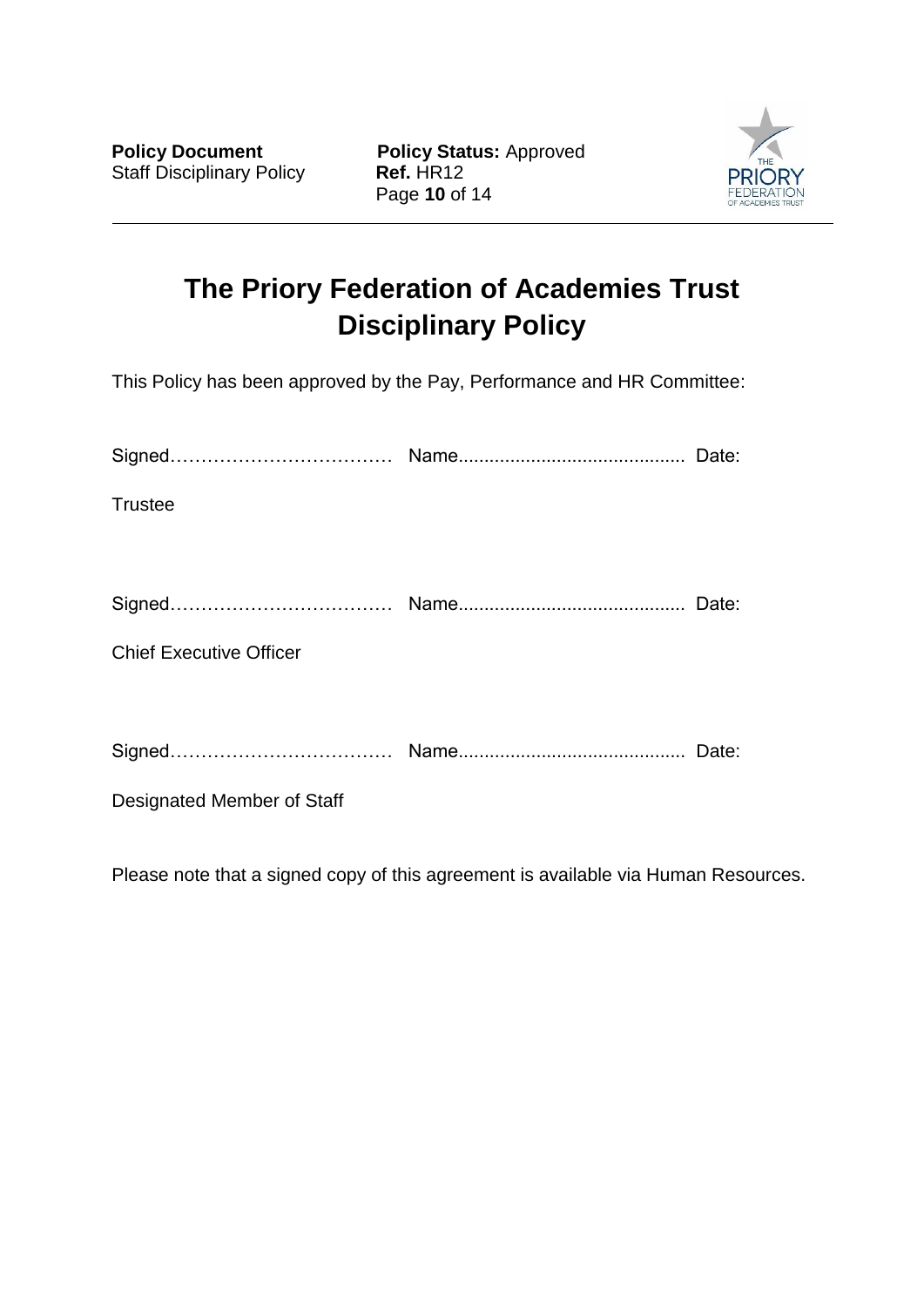# The Priory Federation of Academies Trust Disciplinary Policy

This Policy has been approved by the Pay, Performance and HR Committee:

Signed……………………………… Name........................................... Date:

Trustee

Signed……………………………… Name........................................... Date:

Chief Executive Officer

Signed……………………………… Name........................................... Date:

Designated Member of Staff

Please note that a signed copy of this agreement is available via Human Resources.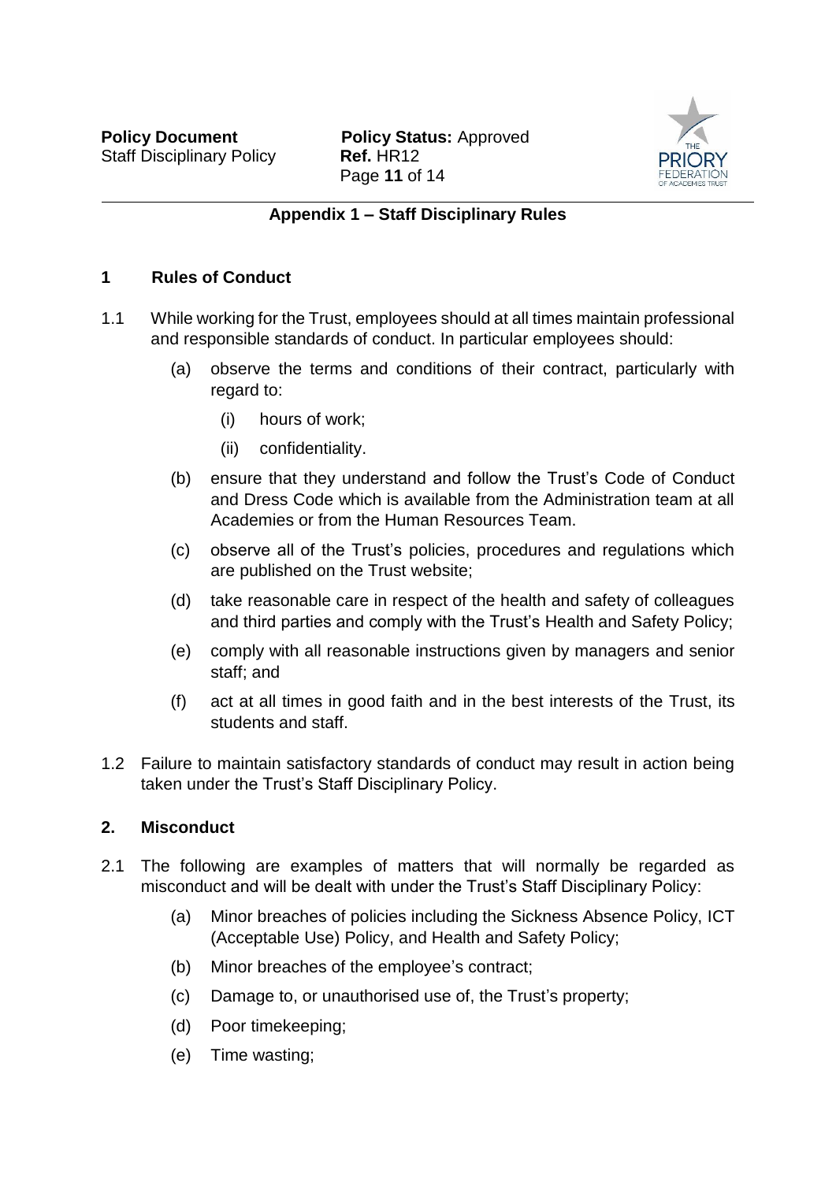## Appendix 1 – Staff Disciplinary Rules

### 1 Rules of Conduct

1.1 While working for the Trust, employees should at all times maintain professional and responsible standards of conduct. In particular employees should:

(a) observe the terms and conditions of their contract, particularly with regard to:

(i) hours of work;

(ii) confidentiality.

(b) ensure that they understand and follow the Trust's Code of Conduct and Dress Code which is available from the Administration team at all Academies or from the Human Resources Team.

(c) observe all of the Trust's policies, procedures and regulations which are published on the Trust website;

(d) take reasonable care in respect of the health and safety of colleagues and third parties and comply with the Trust's Health and Safety Policy;

(e) comply with all reasonable instructions given by managers and senior staff; and

(f) act at all times in good faith and in the best interests of the Trust, its students and staff.

1.2 Failure to maintain satisfactory standards of conduct may result in action being taken under the Trust's Staff Disciplinary Policy.

### 2. Misconduct

2.1 The following are examples of matters that will normally be regarded as misconduct and will be dealt with under the Trust's Staff Disciplinary Policy:

(a) Minor breaches of policies including the Sickness Absence Policy, ICT (Acceptable Use) Policy, and Health and Safety Policy;

(b) Minor breaches of the employee's contract;

(c) Damage to, or unauthorised use of, the Trust's property;

(d) Poor timekeeping;

(e) Time wasting;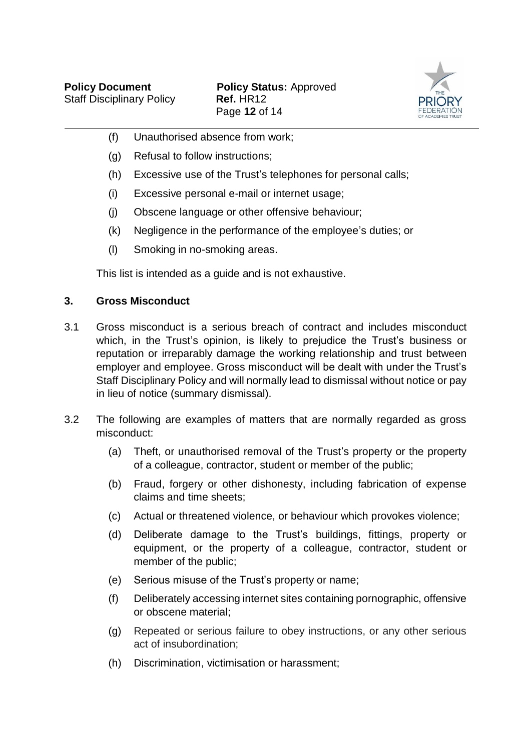(f) Unauthorised absence from work;

(g) Refusal to follow instructions;

(h) Excessive use of the Trust's telephones for personal calls;

(i) Excessive personal e-mail or internet usage;

(j) Obscene language or other offensive behaviour;

(k) Negligence in the performance of the employee's duties; or

(l) Smoking in no-smoking areas.

This list is intended as a guide and is not exhaustive.

## 3. Gross Misconduct

3.1 Gross misconduct is a serious breach of contract and includes misconduct which, in the Trust's opinion, is likely to prejudice the Trust's business or reputation or irreparably damage the working relationship and trust between employer and employee. Gross misconduct will be dealt with under the Trust's Staff Disciplinary Policy and will normally lead to dismissal without notice or pay in lieu of notice (summary dismissal).

3.2 The following are examples of matters that are normally regarded as gross misconduct:

(a) Theft, or unauthorised removal of the Trust's property or the property of a colleague, contractor, student or member of the public;

(b) Fraud, forgery or other dishonesty, including fabrication of expense claims and time sheets;

(c) Actual or threatened violence, or behaviour which provokes violence;

(d) Deliberate damage to the Trust's buildings, fittings, property or equipment, or the property of a colleague, contractor, student or member of the public;

(e) Serious misuse of the Trust's property or name;

(f) Deliberately accessing internet sites containing pornographic, offensive or obscene material;

(g) Repeated or serious failure to obey instructions, or any other serious act of insubordination;

(h) Discrimination, victimisation or harassment;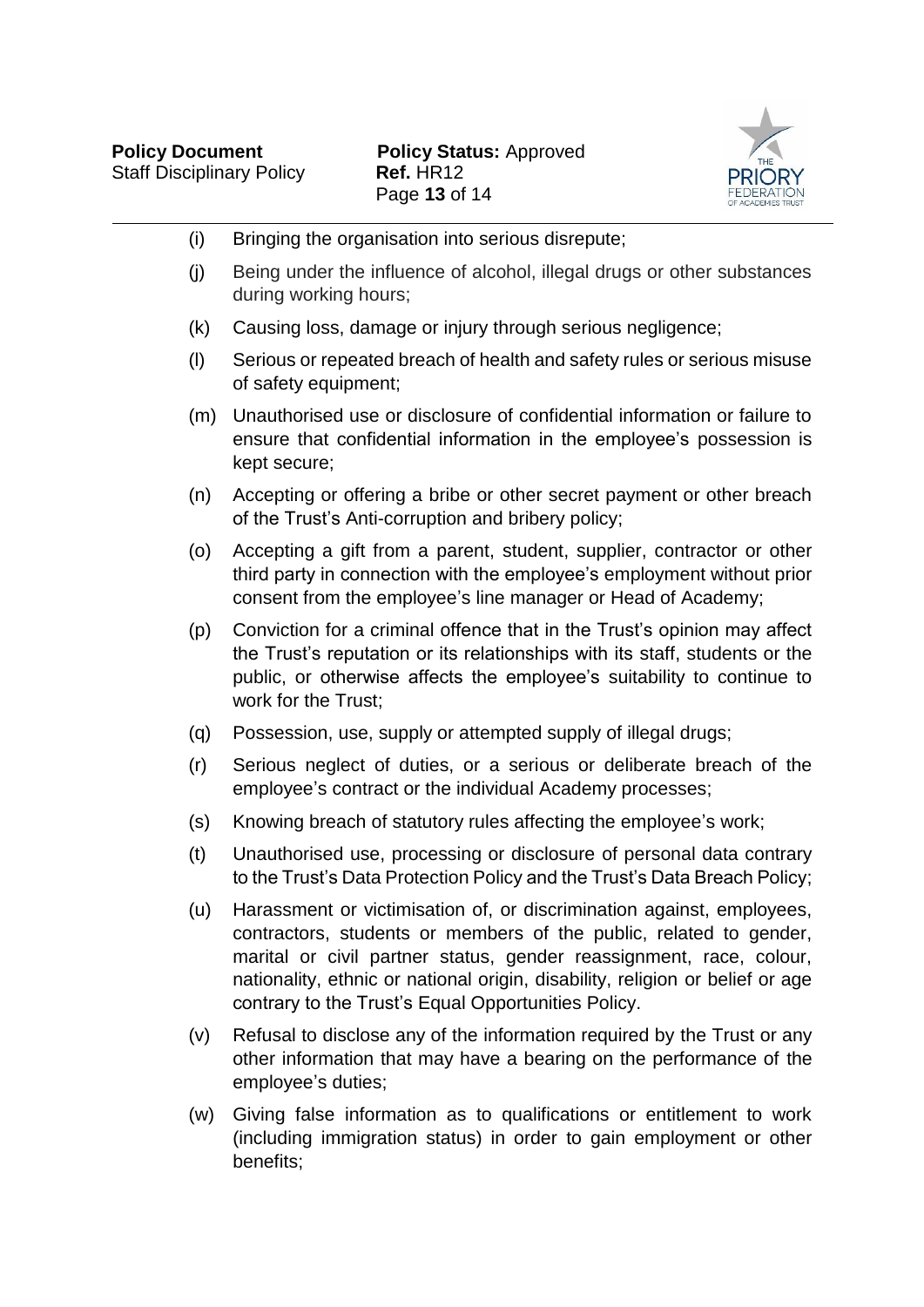(i) Bringing the organisation into serious disrepute;

(j) Being under the influence of alcohol, illegal drugs or other substances during working hours;

(k) Causing loss, damage or injury through serious negligence;

(l) Serious or repeated breach of health and safety rules or serious misuse of safety equipment;

(m) Unauthorised use or disclosure of confidential information or failure to ensure that confidential information in the employee's possession is kept secure;

(n) Accepting or offering a bribe or other secret payment or other breach of the Trust's Anti-corruption and bribery policy;

(o) Accepting a gift from a parent, student, supplier, contractor or other third party in connection with the employee's employment without prior consent from the employee's line manager or Head of Academy;

(p) Conviction for a criminal offence that in the Trust's opinion may affect the Trust's reputation or its relationships with its staff, students or the public, or otherwise affects the employee's suitability to continue to work for the Trust;

(q) Possession, use, supply or attempted supply of illegal drugs;

(r) Serious neglect of duties, or a serious or deliberate breach of the employee's contract or the individual Academy processes;

(s) Knowing breach of statutory rules affecting the employee's work;

(t) Unauthorised use, processing or disclosure of personal data contrary to the Trust's Data Protection Policy and the Trust's Data Breach Policy;

(u) Harassment or victimisation of, or discrimination against, employees, contractors, students or members of the public, related to gender, marital or civil partner status, gender reassignment, race, colour, nationality, ethnic or national origin, disability, religion or belief or age contrary to the Trust's Equal Opportunities Policy.

(v) Refusal to disclose any of the information required by the Trust or any other information that may have a bearing on the performance of the employee's duties;

(w) Giving false information as to qualifications or entitlement to work (including immigration status) in order to gain employment or other benefits;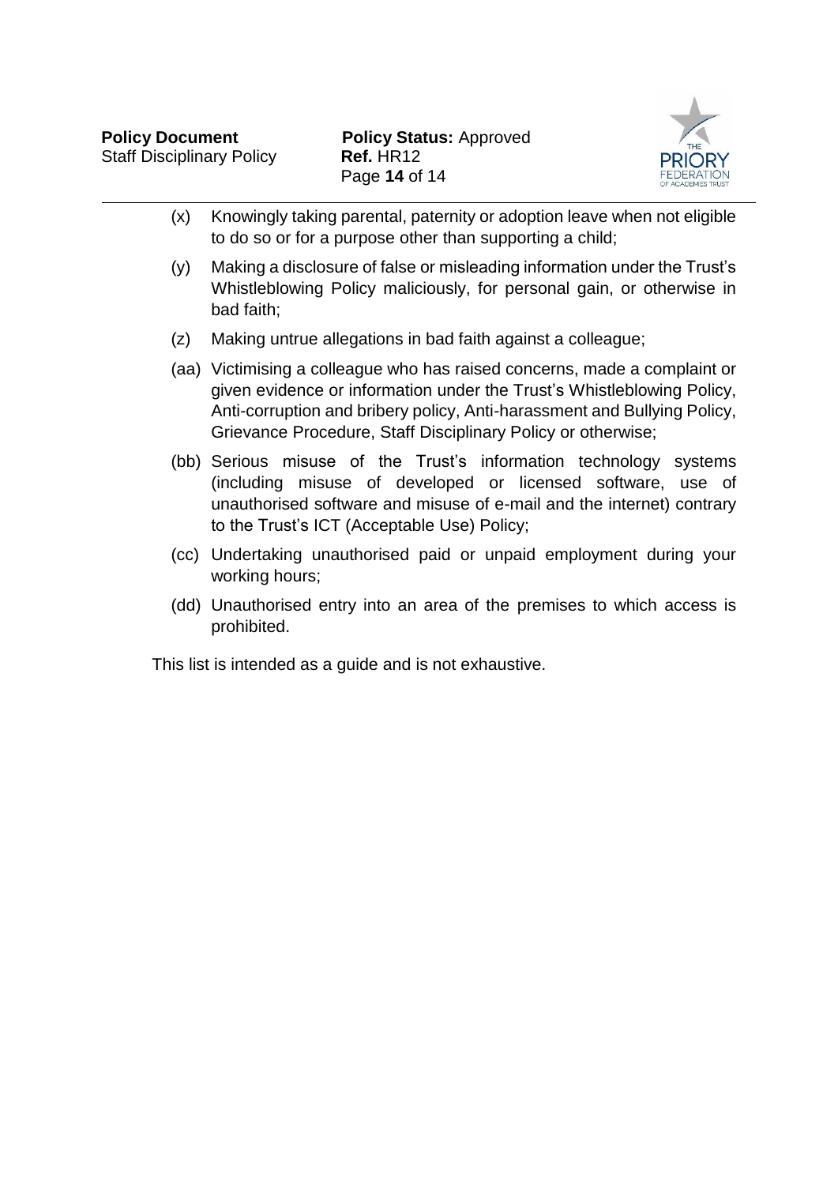(x) Knowingly taking parental, paternity or adoption leave when not eligible to do so or for a purpose other than supporting a child;

(y) Making a disclosure of false or misleading information under the Trust's Whistleblowing Policy maliciously, for personal gain, or otherwise in bad faith;

(z) Making untrue allegations in bad faith against a colleague;

(aa) Victimising a colleague who has raised concerns, made a complaint or given evidence or information under the Trust's Whistleblowing Policy, Anti-corruption and bribery policy, Anti-harassment and Bullying Policy, Grievance Procedure, Staff Disciplinary Policy or otherwise;

(bb) Serious misuse of the Trust's information technology systems (including misuse of developed or licensed software, use of unauthorised software and misuse of e-mail and the internet) contrary to the Trust's ICT (Acceptable Use) Policy;

(cc) Undertaking unauthorised paid or unpaid employment during your working hours;

(dd) Unauthorised entry into an area of the premises to which access is prohibited.

This list is intended as a guide and is not exhaustive.